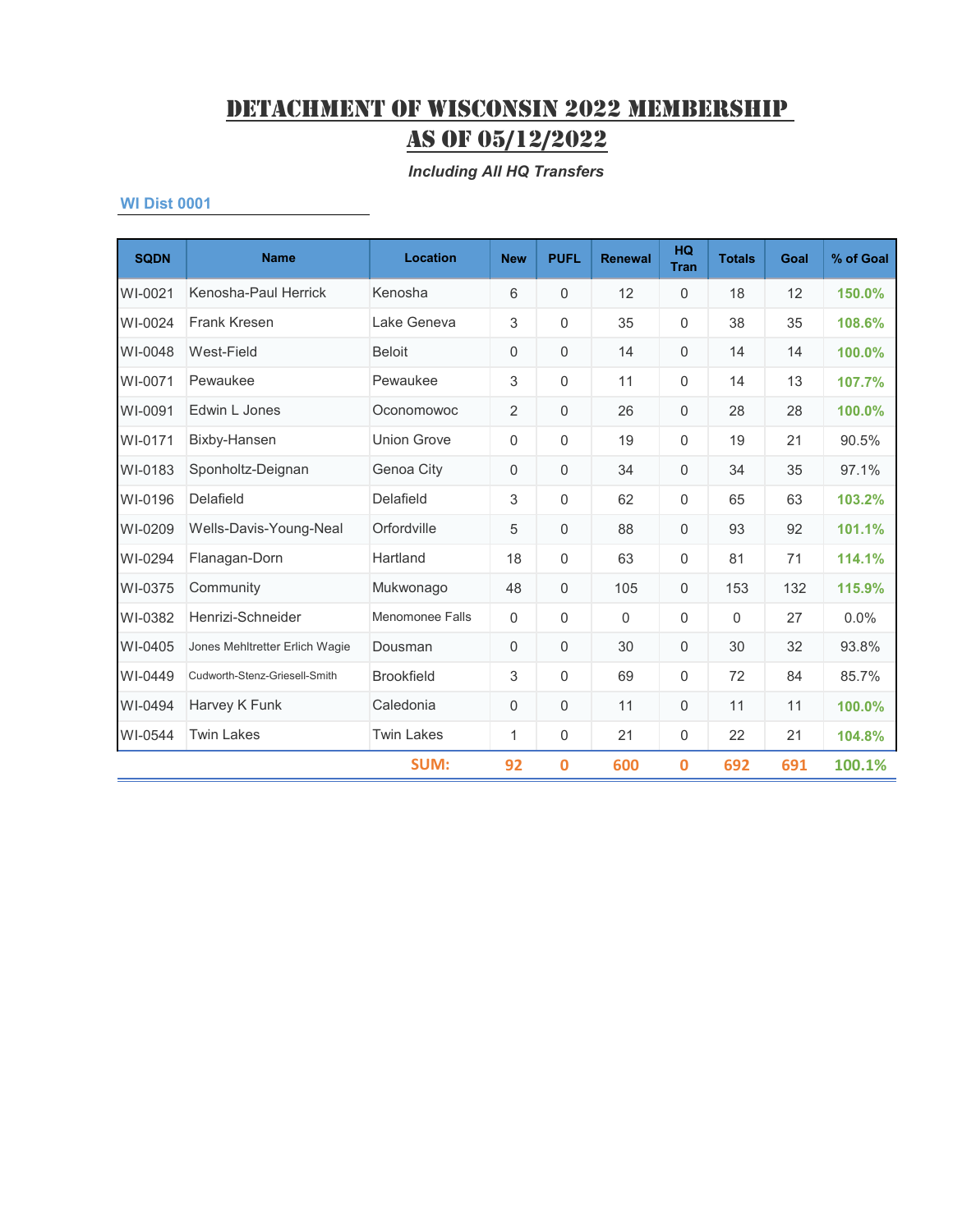# DETACHMENT OF WISCONSIN 2022 MEMBERSHIP AS OF 05/12/2022

*Including All HQ Transfers*

### WI Dist 0001

| SQDN | Name | Location | New | PUFL | Renewal | HQ Tran | Totals | Goal | % of Goal |
|---|---|---|---|---|---|---|---|---|---|
| WI-0021 | Kenosha-Paul Herrick | Kenosha | 6 | 0 | 12 | 0 | 18 | 12 | 150.0% |
| WI-0024 | Frank Kresen | Lake Geneva | 3 | 0 | 35 | 0 | 38 | 35 | 108.6% |
| WI-0048 | West-Field | Beloit | 0 | 0 | 14 | 0 | 14 | 14 | 100.0% |
| WI-0071 | Pewaukee | Pewaukee | 3 | 0 | 11 | 0 | 14 | 13 | 107.7% |
| WI-0091 | Edwin L Jones | Oconomowoc | 2 | 0 | 26 | 0 | 28 | 28 | 100.0% |
| WI-0171 | Bixby-Hansen | Union Grove | 0 | 0 | 19 | 0 | 19 | 21 | 90.5% |
| WI-0183 | Sponholtz-Deignan | Genoa City | 0 | 0 | 34 | 0 | 34 | 35 | 97.1% |
| WI-0196 | Delafield | Delafield | 3 | 0 | 62 | 0 | 65 | 63 | 103.2% |
| WI-0209 | Wells-Davis-Young-Neal | Orfordville | 5 | 0 | 88 | 0 | 93 | 92 | 101.1% |
| WI-0294 | Flanagan-Dorn | Hartland | 18 | 0 | 63 | 0 | 81 | 71 | 114.1% |
| WI-0375 | Community | Mukwonago | 48 | 0 | 105 | 0 | 153 | 132 | 115.9% |
| WI-0382 | Henrizi-Schneider | Menomonee Falls | 0 | 0 | 0 | 0 | 0 | 27 | 0.0% |
| WI-0405 | Jones Mehltretter Erlich Wagie | Dousman | 0 | 0 | 30 | 0 | 30 | 32 | 93.8% |
| WI-0449 | Cudworth-Stenz-Griesell-Smith | Brookfield | 3 | 0 | 69 | 0 | 72 | 84 | 85.7% |
| WI-0494 | Harvey K Funk | Caledonia | 0 | 0 | 11 | 0 | 11 | 11 | 100.0% |
| WI-0544 | Twin Lakes | Twin Lakes | 1 | 0 | 21 | 0 | 22 | 21 | 104.8% |
| | | **SUM:** | **92** | **0** | **600** | **0** | **692** | **691** | **100.1%** |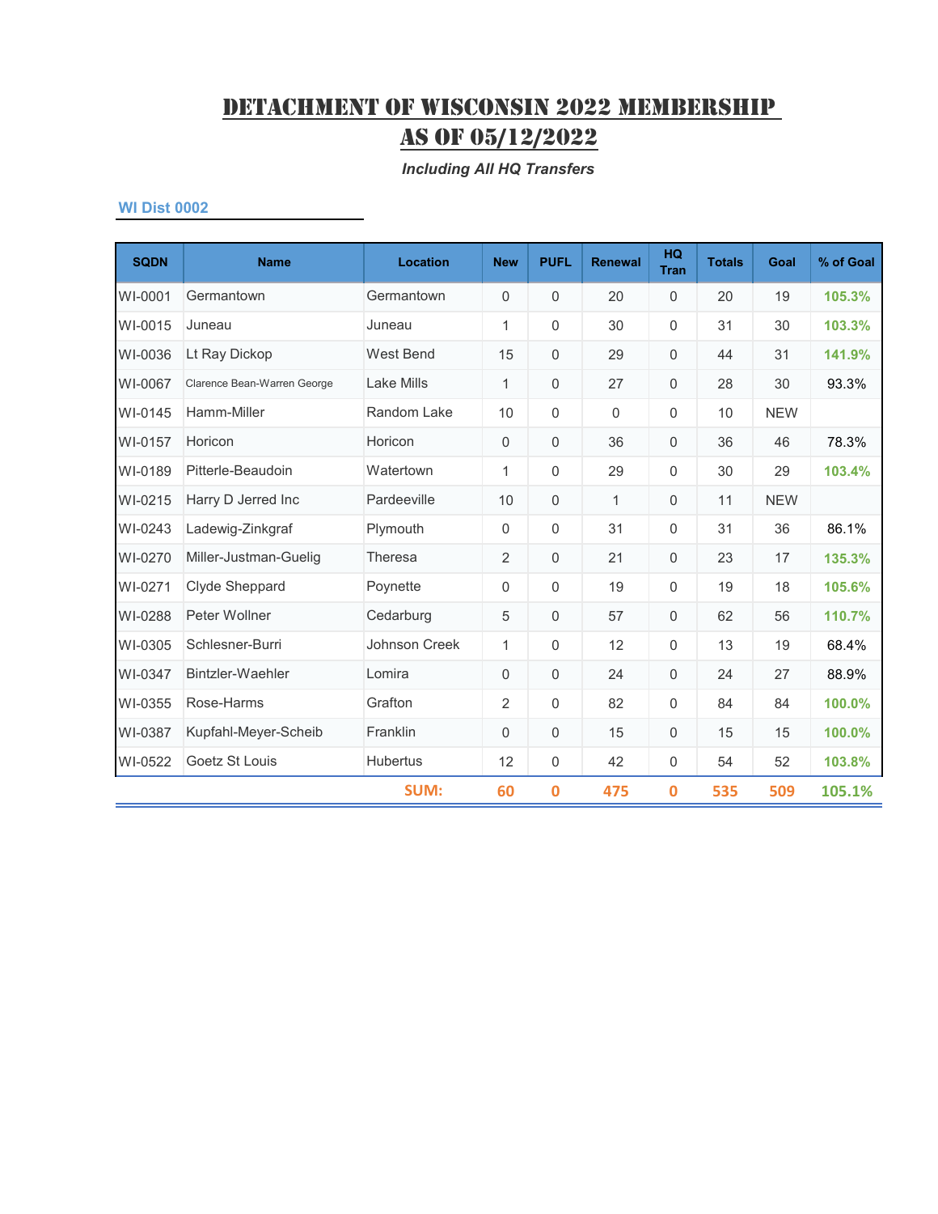# DETACHMENT OF WISCONSIN 2022 MEMBERSHIP AS OF 05/12/2022

*Including All HQ Transfers*

### WI Dist 0002

| SQDN | Name | Location | New | PUFL | Renewal | HQ Tran | Totals | Goal | % of Goal |
|---|---|---|---|---|---|---|---|---|---|
| WI-0001 | Germantown | Germantown | 0 | 0 | 20 | 0 | 20 | 19 | 105.3% |
| WI-0015 | Juneau | Juneau | 1 | 0 | 30 | 0 | 31 | 30 | 103.3% |
| WI-0036 | Lt Ray Dickop | West Bend | 15 | 0 | 29 | 0 | 44 | 31 | 141.9% |
| WI-0067 | Clarence Bean-Warren George | Lake Mills | 1 | 0 | 27 | 0 | 28 | 30 | 93.3% |
| WI-0145 | Hamm-Miller | Random Lake | 10 | 0 | 0 | 0 | 10 | NEW | |
| WI-0157 | Horicon | Horicon | 0 | 0 | 36 | 0 | 36 | 46 | 78.3% |
| WI-0189 | Pitterle-Beaudoin | Watertown | 1 | 0 | 29 | 0 | 30 | 29 | 103.4% |
| WI-0215 | Harry D Jerred Inc | Pardeeville | 10 | 0 | 1 | 0 | 11 | NEW | |
| WI-0243 | Ladewig-Zinkgraf | Plymouth | 0 | 0 | 31 | 0 | 31 | 36 | 86.1% |
| WI-0270 | Miller-Justman-Guelig | Theresa | 2 | 0 | 21 | 0 | 23 | 17 | 135.3% |
| WI-0271 | Clyde Sheppard | Poynette | 0 | 0 | 19 | 0 | 19 | 18 | 105.6% |
| WI-0288 | Peter Wollner | Cedarburg | 5 | 0 | 57 | 0 | 62 | 56 | 110.7% |
| WI-0305 | Schlesner-Burri | Johnson Creek | 1 | 0 | 12 | 0 | 13 | 19 | 68.4% |
| WI-0347 | Bintzler-Waehler | Lomira | 0 | 0 | 24 | 0 | 24 | 27 | 88.9% |
| WI-0355 | Rose-Harms | Grafton | 2 | 0 | 82 | 0 | 84 | 84 | 100.0% |
| WI-0387 | Kupfahl-Meyer-Scheib | Franklin | 0 | 0 | 15 | 0 | 15 | 15 | 100.0% |
| WI-0522 | Goetz St Louis | Hubertus | 12 | 0 | 42 | 0 | 54 | 52 | 103.8% |
| | | SUM: | 60 | 0 | 475 | 0 | 535 | 509 | 105.1% |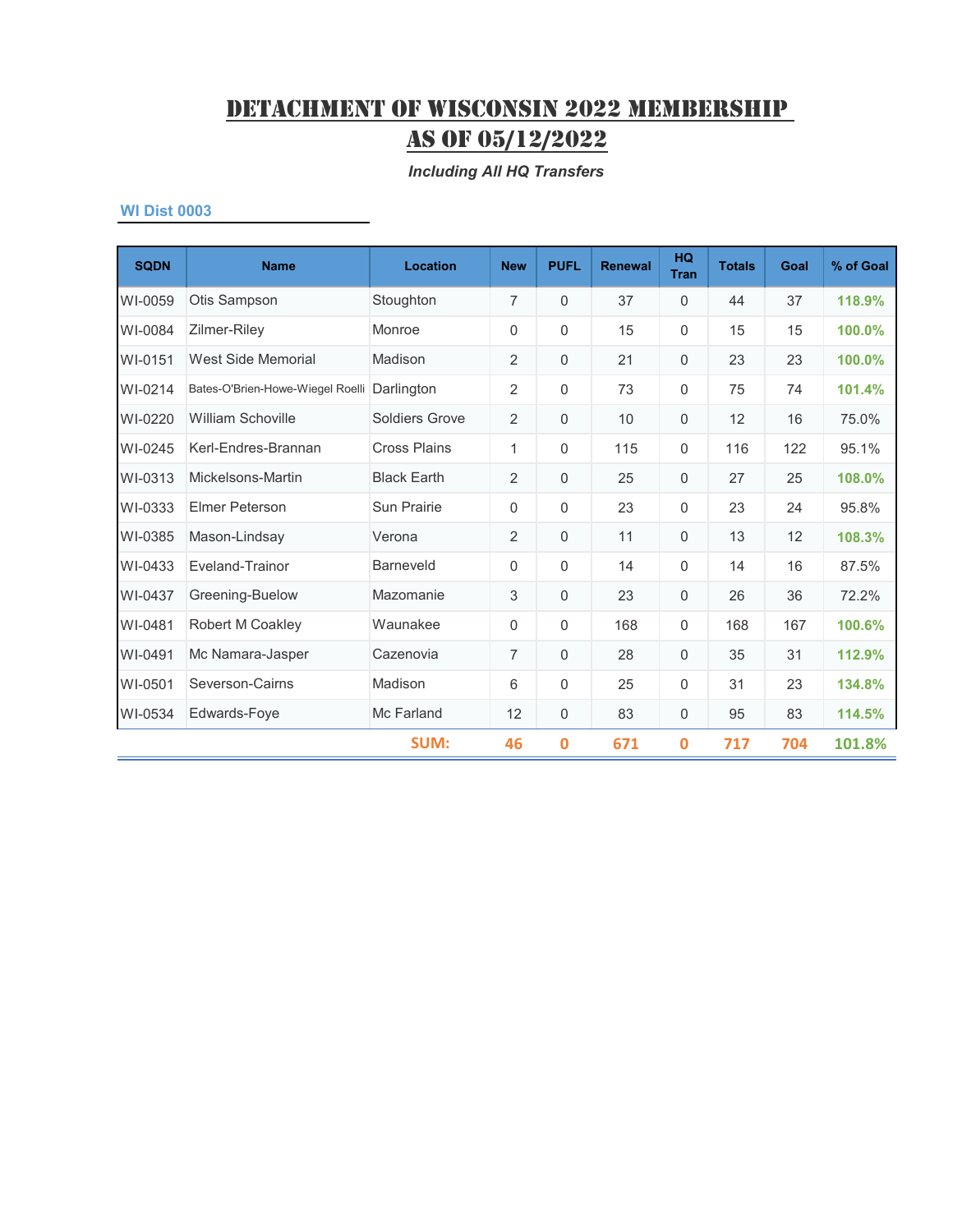# DETACHMENT OF WISCONSIN 2022 MEMBERSHIP AS OF 05/12/2022

*Including All HQ Transfers*

### WI Dist 0003

| SQDN | Name | Location | New | PUFL | Renewal | HQ Tran | Totals | Goal | % of Goal |
|---|---|---|---|---|---|---|---|---|---|
| WI-0059 | Otis Sampson | Stoughton | 7 | 0 | 37 | 0 | 44 | 37 | 118.9% |
| WI-0084 | Zilmer-Riley | Monroe | 0 | 0 | 15 | 0 | 15 | 15 | 100.0% |
| WI-0151 | West Side Memorial | Madison | 2 | 0 | 21 | 0 | 23 | 23 | 100.0% |
| WI-0214 | Bates-O'Brien-Howe-Wiegel Roelli | Darlington | 2 | 0 | 73 | 0 | 75 | 74 | 101.4% |
| WI-0220 | William Schoville | Soldiers Grove | 2 | 0 | 10 | 0 | 12 | 16 | 75.0% |
| WI-0245 | Kerl-Endres-Brannan | Cross Plains | 1 | 0 | 115 | 0 | 116 | 122 | 95.1% |
| WI-0313 | Mickelsons-Martin | Black Earth | 2 | 0 | 25 | 0 | 27 | 25 | 108.0% |
| WI-0333 | Elmer Peterson | Sun Prairie | 0 | 0 | 23 | 0 | 23 | 24 | 95.8% |
| WI-0385 | Mason-Lindsay | Verona | 2 | 0 | 11 | 0 | 13 | 12 | 108.3% |
| WI-0433 | Eveland-Trainor | Barneveld | 0 | 0 | 14 | 0 | 14 | 16 | 87.5% |
| WI-0437 | Greening-Buelow | Mazomanie | 3 | 0 | 23 | 0 | 26 | 36 | 72.2% |
| WI-0481 | Robert M Coakley | Waunakee | 0 | 0 | 168 | 0 | 168 | 167 | 100.6% |
| WI-0491 | Mc Namara-Jasper | Cazenovia | 7 | 0 | 28 | 0 | 35 | 31 | 112.9% |
| WI-0501 | Severson-Cairns | Madison | 6 | 0 | 25 | 0 | 31 | 23 | 134.8% |
| WI-0534 | Edwards-Foye | Mc Farland | 12 | 0 | 83 | 0 | 95 | 83 | 114.5% |
| | | **SUM:** | **46** | **0** | **671** | **0** | **717** | **704** | **101.8%** |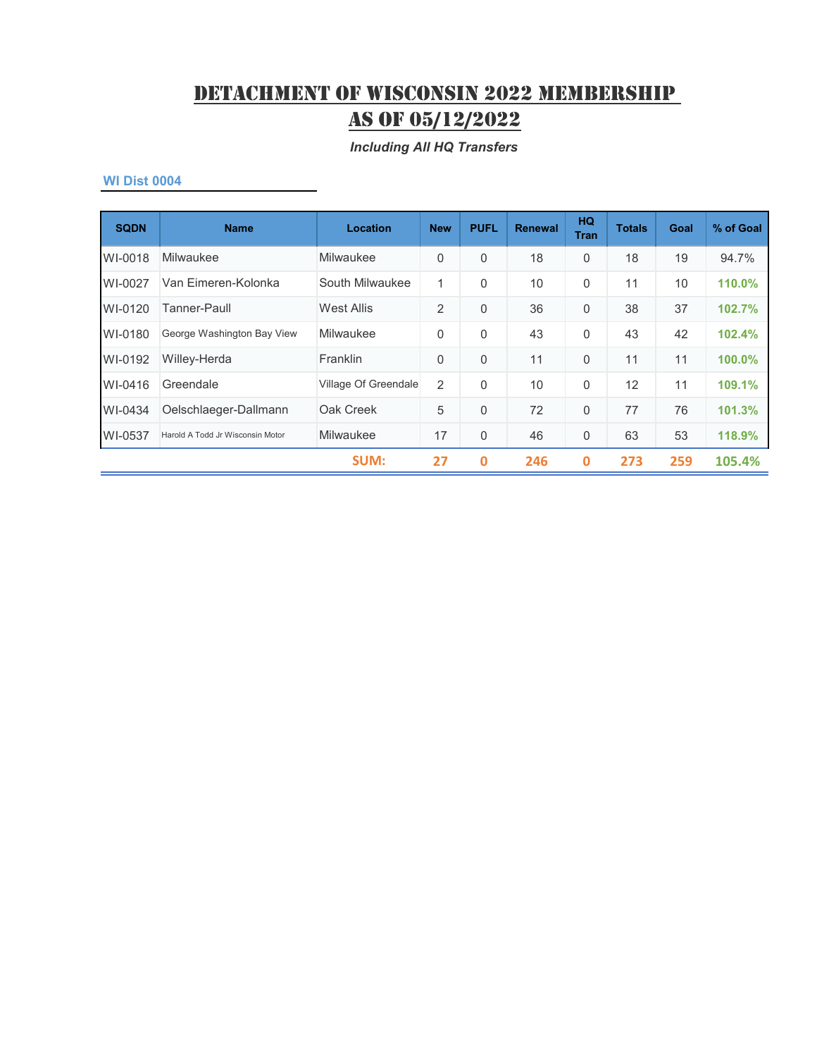# DETACHMENT OF WISCONSIN 2022 MEMBERSHIP AS OF 05/12/2022

*Including All HQ Transfers*

### WI Dist 0004

| SQDN | Name | Location | New | PUFL | Renewal | HQ Tran | Totals | Goal | % of Goal |
|---|---|---|---|---|---|---|---|---|---|
| WI-0018 | Milwaukee | Milwaukee | 0 | 0 | 18 | 0 | 18 | 19 | 94.7% |
| WI-0027 | Van Eimeren-Kolonka | South Milwaukee | 1 | 0 | 10 | 0 | 11 | 10 | 110.0% |
| WI-0120 | Tanner-Paull | West Allis | 2 | 0 | 36 | 0 | 38 | 37 | 102.7% |
| WI-0180 | George Washington Bay View | Milwaukee | 0 | 0 | 43 | 0 | 43 | 42 | 102.4% |
| WI-0192 | Willey-Herda | Franklin | 0 | 0 | 11 | 0 | 11 | 11 | 100.0% |
| WI-0416 | Greendale | Village Of Greendale | 2 | 0 | 10 | 0 | 12 | 11 | 109.1% |
| WI-0434 | Oelschlaeger-Dallmann | Oak Creek | 5 | 0 | 72 | 0 | 77 | 76 | 101.3% |
| WI-0537 | Harold A Todd Jr Wisconsin Motor | Milwaukee | 17 | 0 | 46 | 0 | 63 | 53 | 118.9% |
| | | SUM: | 27 | 0 | 246 | 0 | 273 | 259 | 105.4% |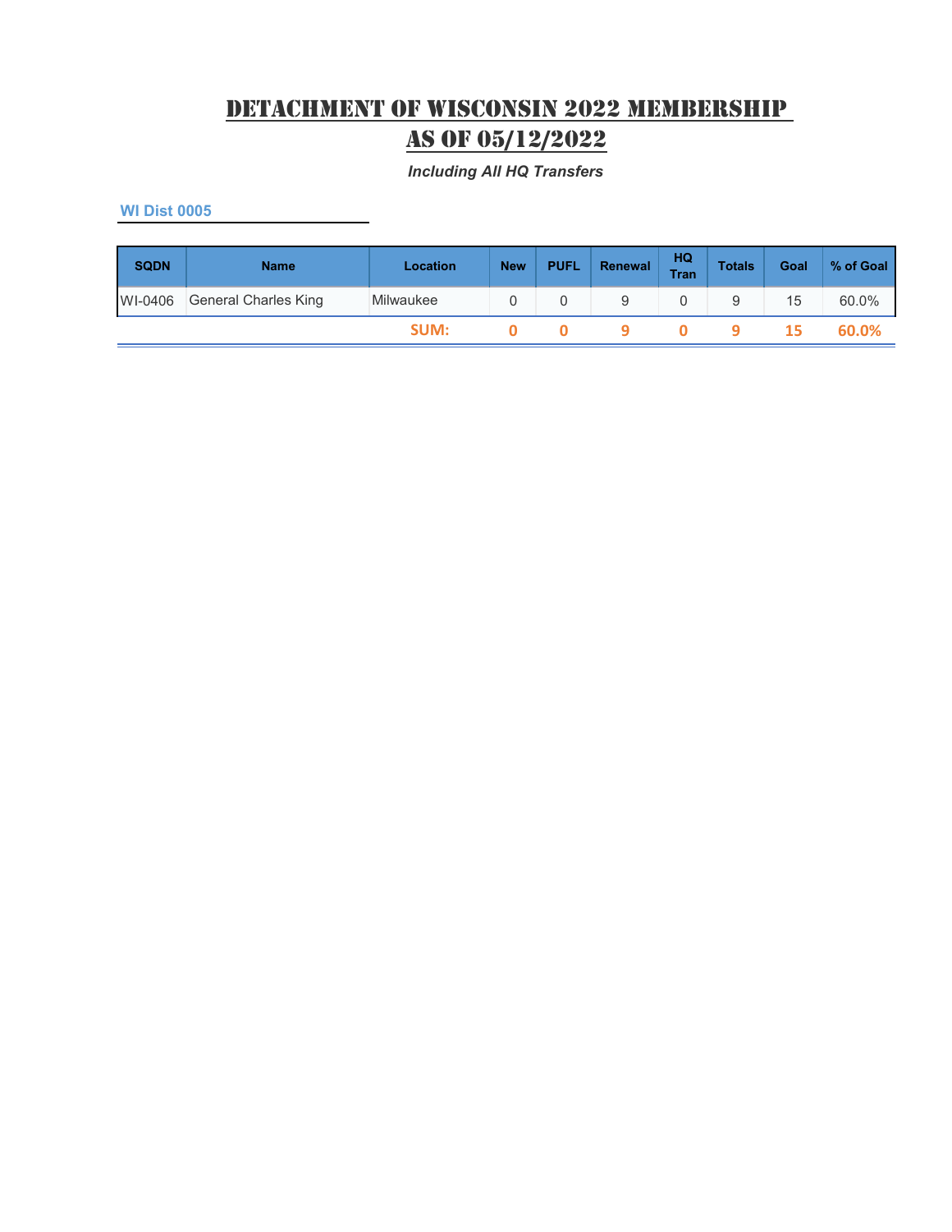# DETACHMENT OF WISCONSIN 2022 MEMBERSHIP AS OF 05/12/2022

*Including All HQ Transfers*

### WI Dist 0005

| SQDN | Name | Location | New | PUFL | Renewal | HQ Tran | Totals | Goal | % of Goal |
|---|---|---|---|---|---|---|---|---|---|
| WI-0406 | General Charles King | Milwaukee | 0 | 0 | 9 | 0 | 9 | 15 | 60.0% |
| | | **SUM:** | **0** | **0** | **9** | **0** | **9** | **15** | **60.0%** |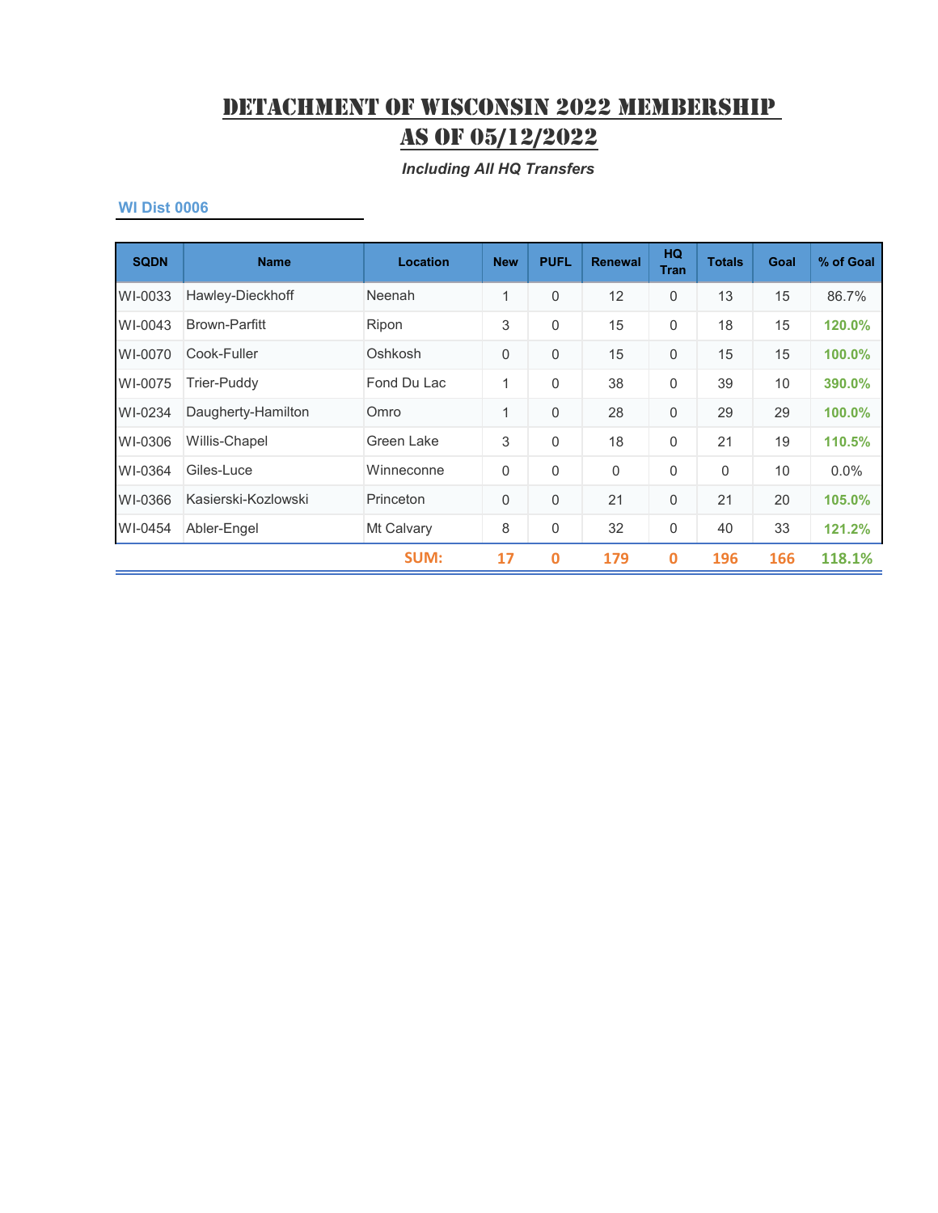# DETACHMENT OF WISCONSIN 2022 MEMBERSHIP AS OF 05/12/2022

*Including All HQ Transfers*

### WI Dist 0006

| SQDN | Name | Location | New | PUFL | Renewal | HQ Tran | Totals | Goal | % of Goal |
|---|---|---|---|---|---|---|---|---|---|
| WI-0033 | Hawley-Dieckhoff | Neenah | 1 | 0 | 12 | 0 | 13 | 15 | 86.7% |
| WI-0043 | Brown-Parfitt | Ripon | 3 | 0 | 15 | 0 | 18 | 15 | **120.0%** |
| WI-0070 | Cook-Fuller | Oshkosh | 0 | 0 | 15 | 0 | 15 | 15 | **100.0%** |
| WI-0075 | Trier-Puddy | Fond Du Lac | 1 | 0 | 38 | 0 | 39 | 10 | **390.0%** |
| WI-0234 | Daugherty-Hamilton | Omro | 1 | 0 | 28 | 0 | 29 | 29 | **100.0%** |
| WI-0306 | Willis-Chapel | Green Lake | 3 | 0 | 18 | 0 | 21 | 19 | **110.5%** |
| WI-0364 | Giles-Luce | Winneconne | 0 | 0 | 0 | 0 | 0 | 10 | 0.0% |
| WI-0366 | Kasierski-Kozlowski | Princeton | 0 | 0 | 21 | 0 | 21 | 20 | **105.0%** |
| WI-0454 | Abler-Engel | Mt Calvary | 8 | 0 | 32 | 0 | 40 | 33 | **121.2%** |
| | | **SUM:** | **17** | **0** | **179** | **0** | **196** | **166** | **118.1%** |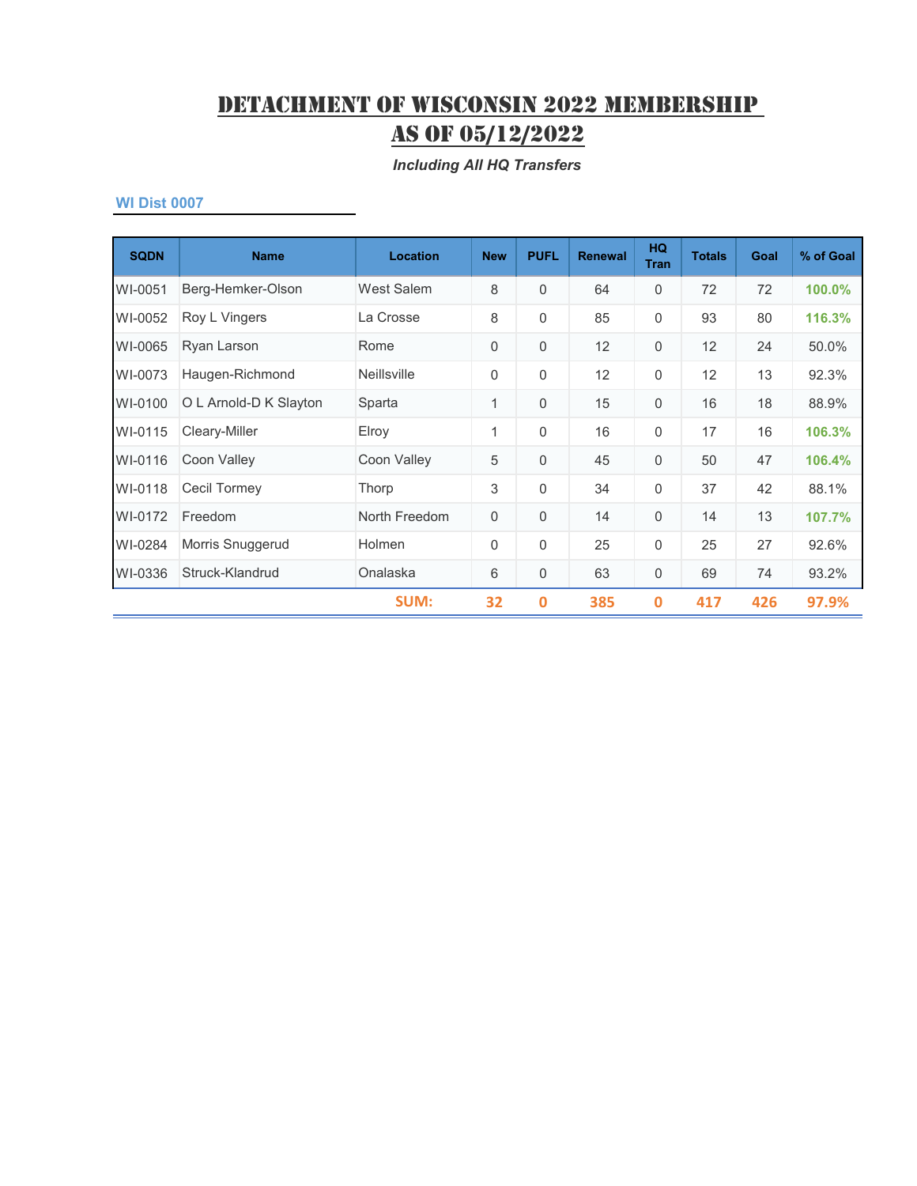# Detachment of Wisconsin 2022 Membership As of 05/12/2022

*Including All HQ Transfers*

**WI Dist 0007**

| SQDN | Name | Location | New | PUFL | Renewal | HQ Tran | Totals | Goal | % of Goal |
|---|---|---|---|---|---|---|---|---|---|
| WI-0051 | Berg-Hemker-Olson | West Salem | 8 | 0 | 64 | 0 | 72 | 72 | **100.0%** |
| WI-0052 | Roy L Vingers | La Crosse | 8 | 0 | 85 | 0 | 93 | 80 | **116.3%** |
| WI-0065 | Ryan Larson | Rome | 0 | 0 | 12 | 0 | 12 | 24 | 50.0% |
| WI-0073 | Haugen-Richmond | Neillsville | 0 | 0 | 12 | 0 | 12 | 13 | 92.3% |
| WI-0100 | O L Arnold-D K Slayton | Sparta | 1 | 0 | 15 | 0 | 16 | 18 | 88.9% |
| WI-0115 | Cleary-Miller | Elroy | 1 | 0 | 16 | 0 | 17 | 16 | **106.3%** |
| WI-0116 | Coon Valley | Coon Valley | 5 | 0 | 45 | 0 | 50 | 47 | **106.4%** |
| WI-0118 | Cecil Tormey | Thorp | 3 | 0 | 34 | 0 | 37 | 42 | 88.1% |
| WI-0172 | Freedom | North Freedom | 0 | 0 | 14 | 0 | 14 | 13 | **107.7%** |
| WI-0284 | Morris Snuggerud | Holmen | 0 | 0 | 25 | 0 | 25 | 27 | 92.6% |
| WI-0336 | Struck-Klandrud | Onalaska | 6 | 0 | 63 | 0 | 69 | 74 | 93.2% |
| | | **SUM:** | **32** | **0** | **385** | **0** | **417** | **426** | **97.9%** |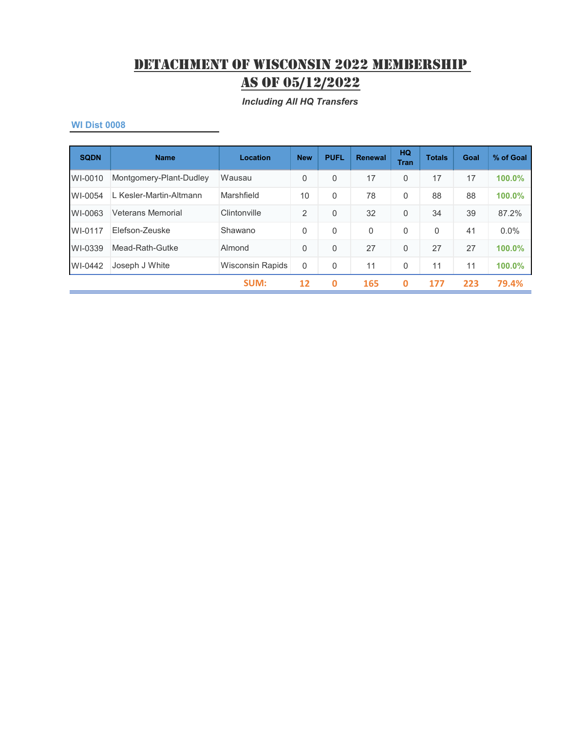# DETACHMENT OF WISCONSIN 2022 MEMBERSHIP AS OF 05/12/2022

*Including All HQ Transfers*

## WI Dist 0008

| SQDN | Name | Location | New | PUFL | Renewal | HQ Tran | Totals | Goal | % of Goal |
|---|---|---|---|---|---|---|---|---|---|
| WI-0010 | Montgomery-Plant-Dudley | Wausau | 0 | 0 | 17 | 0 | 17 | 17 | 100.0% |
| WI-0054 | L Kesler-Martin-Altmann | Marshfield | 10 | 0 | 78 | 0 | 88 | 88 | 100.0% |
| WI-0063 | Veterans Memorial | Clintonville | 2 | 0 | 32 | 0 | 34 | 39 | 87.2% |
| WI-0117 | Elefson-Zeuske | Shawano | 0 | 0 | 0 | 0 | 0 | 41 | 0.0% |
| WI-0339 | Mead-Rath-Gutke | Almond | 0 | 0 | 27 | 0 | 27 | 27 | 100.0% |
| WI-0442 | Joseph J White | Wisconsin Rapids | 0 | 0 | 11 | 0 | 11 | 11 | 100.0% |
| | | SUM: | 12 | 0 | 165 | 0 | 177 | 223 | 79.4% |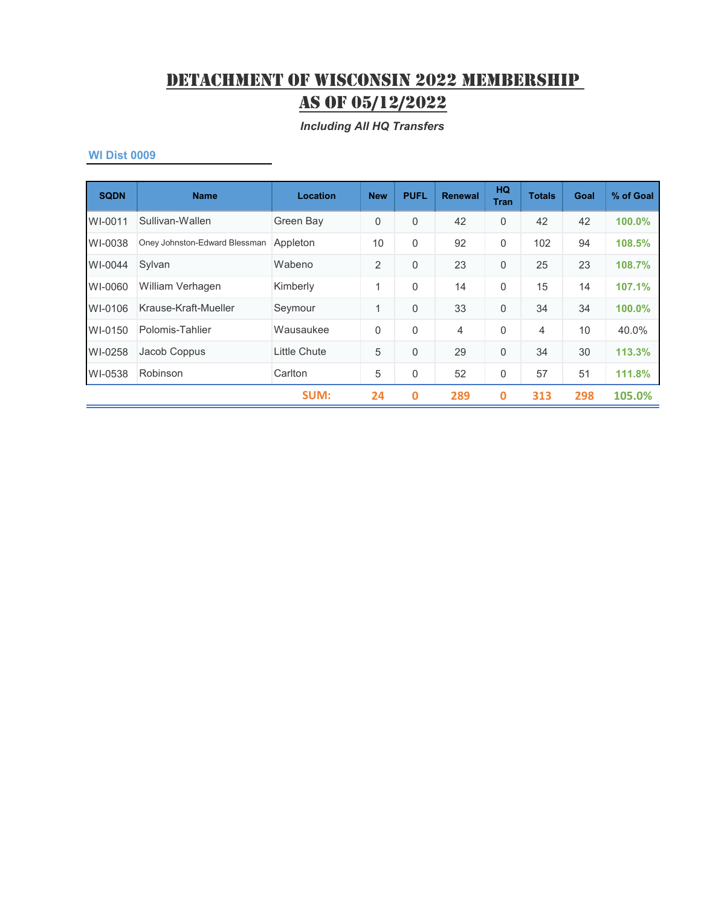# Detachment of Wisconsin 2022 Membership As of 05/12/2022

*Including All HQ Transfers*

### WI Dist 0009

| SQDN | Name | Location | New | PUFL | Renewal | HQ Tran | Totals | Goal | % of Goal |
|---|---|---|---|---|---|---|---|---|---|
| WI-0011 | Sullivan-Wallen | Green Bay | 0 | 0 | 42 | 0 | 42 | 42 | 100.0% |
| WI-0038 | Oney Johnston-Edward Blessman | Appleton | 10 | 0 | 92 | 0 | 102 | 94 | 108.5% |
| WI-0044 | Sylvan | Wabeno | 2 | 0 | 23 | 0 | 25 | 23 | 108.7% |
| WI-0060 | William Verhagen | Kimberly | 1 | 0 | 14 | 0 | 15 | 14 | 107.1% |
| WI-0106 | Krause-Kraft-Mueller | Seymour | 1 | 0 | 33 | 0 | 34 | 34 | 100.0% |
| WI-0150 | Polomis-Tahlier | Wausaukee | 0 | 0 | 4 | 0 | 4 | 10 | 40.0% |
| WI-0258 | Jacob Coppus | Little Chute | 5 | 0 | 29 | 0 | 34 | 30 | 113.3% |
| WI-0538 | Robinson | Carlton | 5 | 0 | 52 | 0 | 57 | 51 | 111.8% |
| | | **SUM:** | **24** | **0** | **289** | **0** | **313** | **298** | **105.0%** |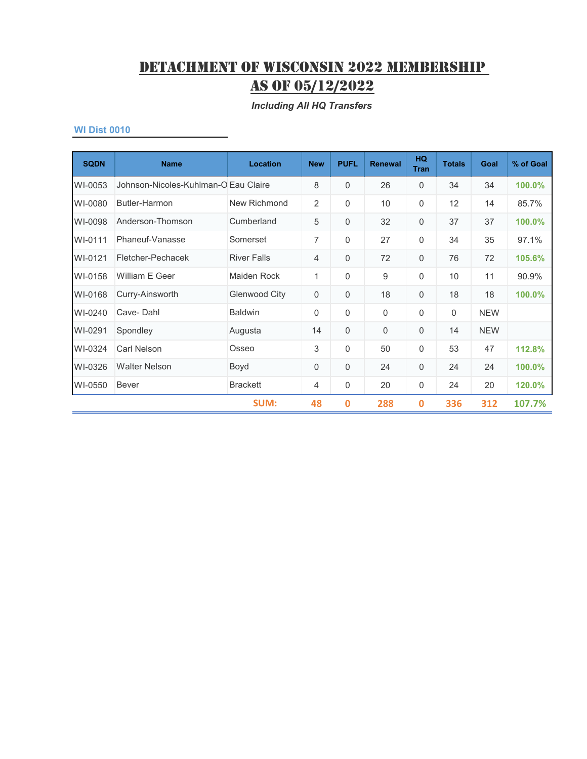# DETACHMENT OF WISCONSIN 2022 MEMBERSHIP AS OF 05/12/2022

*Including All HQ Transfers*

### WI Dist 0010

| SQDN | Name | Location | New | PUFL | Renewal | HQ Tran | Totals | Goal | % of Goal |
|---|---|---|---|---|---|---|---|---|---|
| WI-0053 | Johnson-Nicoles-Kuhlman-O | Eau Claire | 8 | 0 | 26 | 0 | 34 | 34 | 100.0% |
| WI-0080 | Butler-Harmon | New Richmond | 2 | 0 | 10 | 0 | 12 | 14 | 85.7% |
| WI-0098 | Anderson-Thomson | Cumberland | 5 | 0 | 32 | 0 | 37 | 37 | 100.0% |
| WI-0111 | Phaneuf-Vanasse | Somerset | 7 | 0 | 27 | 0 | 34 | 35 | 97.1% |
| WI-0121 | Fletcher-Pechacek | River Falls | 4 | 0 | 72 | 0 | 76 | 72 | 105.6% |
| WI-0158 | William E Geer | Maiden Rock | 1 | 0 | 9 | 0 | 10 | 11 | 90.9% |
| WI-0168 | Curry-Ainsworth | Glenwood City | 0 | 0 | 18 | 0 | 18 | 18 | 100.0% |
| WI-0240 | Cave- Dahl | Baldwin | 0 | 0 | 0 | 0 | 0 | NEW | |
| WI-0291 | Spondley | Augusta | 14 | 0 | 0 | 0 | 14 | NEW | |
| WI-0324 | Carl Nelson | Osseo | 3 | 0 | 50 | 0 | 53 | 47 | 112.8% |
| WI-0326 | Walter Nelson | Boyd | 0 | 0 | 24 | 0 | 24 | 24 | 100.0% |
| WI-0550 | Bever | Brackett | 4 | 0 | 20 | 0 | 24 | 20 | 120.0% |
| | | SUM: | 48 | 0 | 288 | 0 | 336 | 312 | 107.7% |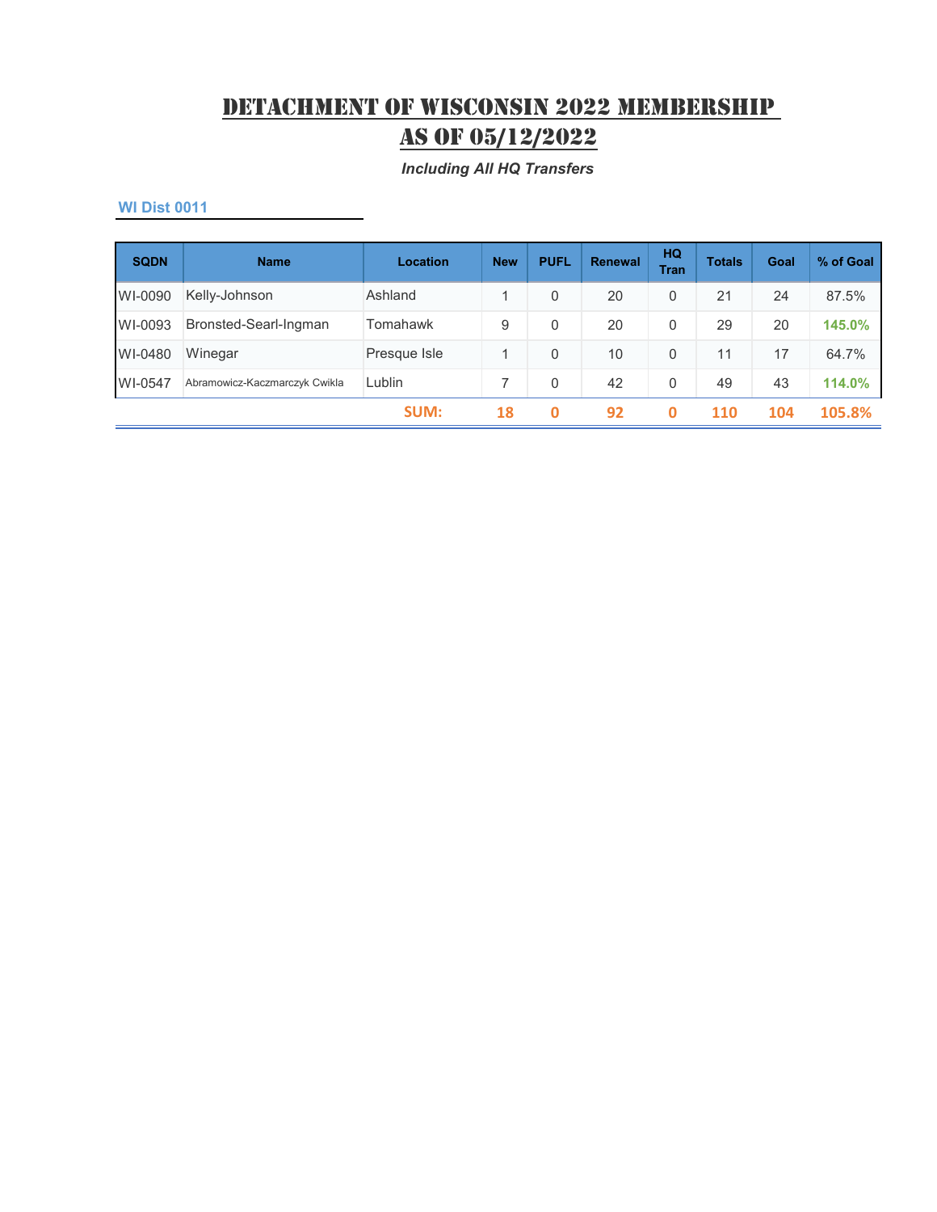# DETACHMENT OF WISCONSIN 2022 MEMBERSHIP AS OF 05/12/2022

*Including All HQ Transfers*

### WI Dist 0011

| SQDN | Name | Location | New | PUFL | Renewal | HQ Tran | Totals | Goal | % of Goal |
|---|---|---|---|---|---|---|---|---|---|
| WI-0090 | Kelly-Johnson | Ashland | 1 | 0 | 20 | 0 | 21 | 24 | 87.5% |
| WI-0093 | Bronsted-Searl-Ingman | Tomahawk | 9 | 0 | 20 | 0 | 29 | 20 | **145.0%** |
| WI-0480 | Winegar | Presque Isle | 1 | 0 | 10 | 0 | 11 | 17 | 64.7% |
| WI-0547 | Abramowicz-Kaczmarczyk Cwikla | Lublin | 7 | 0 | 42 | 0 | 49 | 43 | **114.0%** |
| | | **SUM:** | **18** | **0** | **92** | **0** | **110** | **104** | **105.8%** |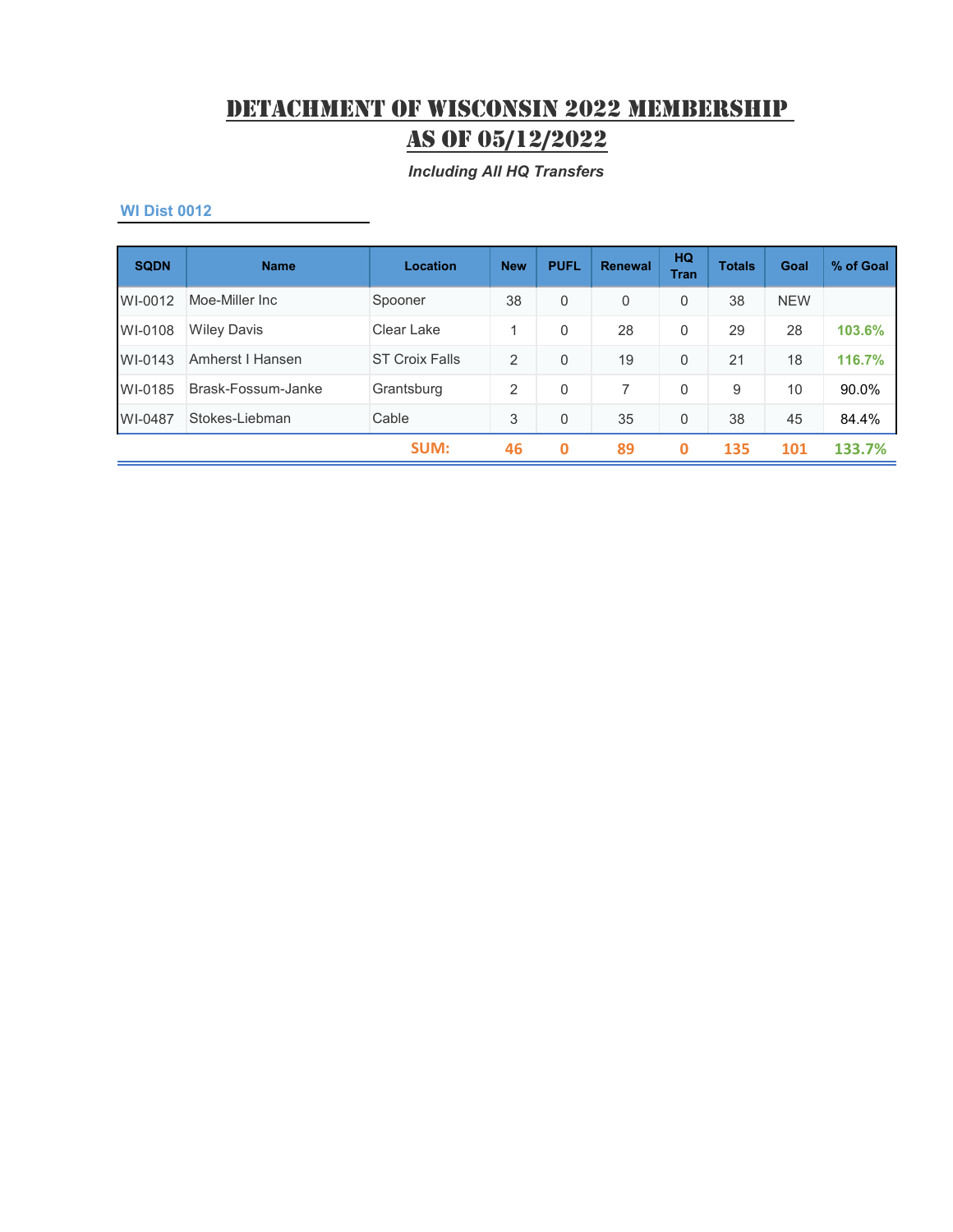# Detachment of Wisconsin 2022 Membership As of 05/12/2022

*Including All HQ Transfers*

### WI Dist 0012

| SQDN | Name | Location | New | PUFL | Renewal | HQ Tran | Totals | Goal | % of Goal |
|---|---|---|---|---|---|---|---|---|---|
| WI-0012 | Moe-Miller Inc | Spooner | 38 | 0 | 0 | 0 | 38 | NEW | |
| WI-0108 | Wiley Davis | Clear Lake | 1 | 0 | 28 | 0 | 29 | 28 | 103.6% |
| WI-0143 | Amherst I Hansen | ST Croix Falls | 2 | 0 | 19 | 0 | 21 | 18 | 116.7% |
| WI-0185 | Brask-Fossum-Janke | Grantsburg | 2 | 0 | 7 | 0 | 9 | 10 | 90.0% |
| WI-0487 | Stokes-Liebman | Cable | 3 | 0 | 35 | 0 | 38 | 45 | 84.4% |
| | | SUM: | 46 | 0 | 89 | 0 | 135 | 101 | 133.7% |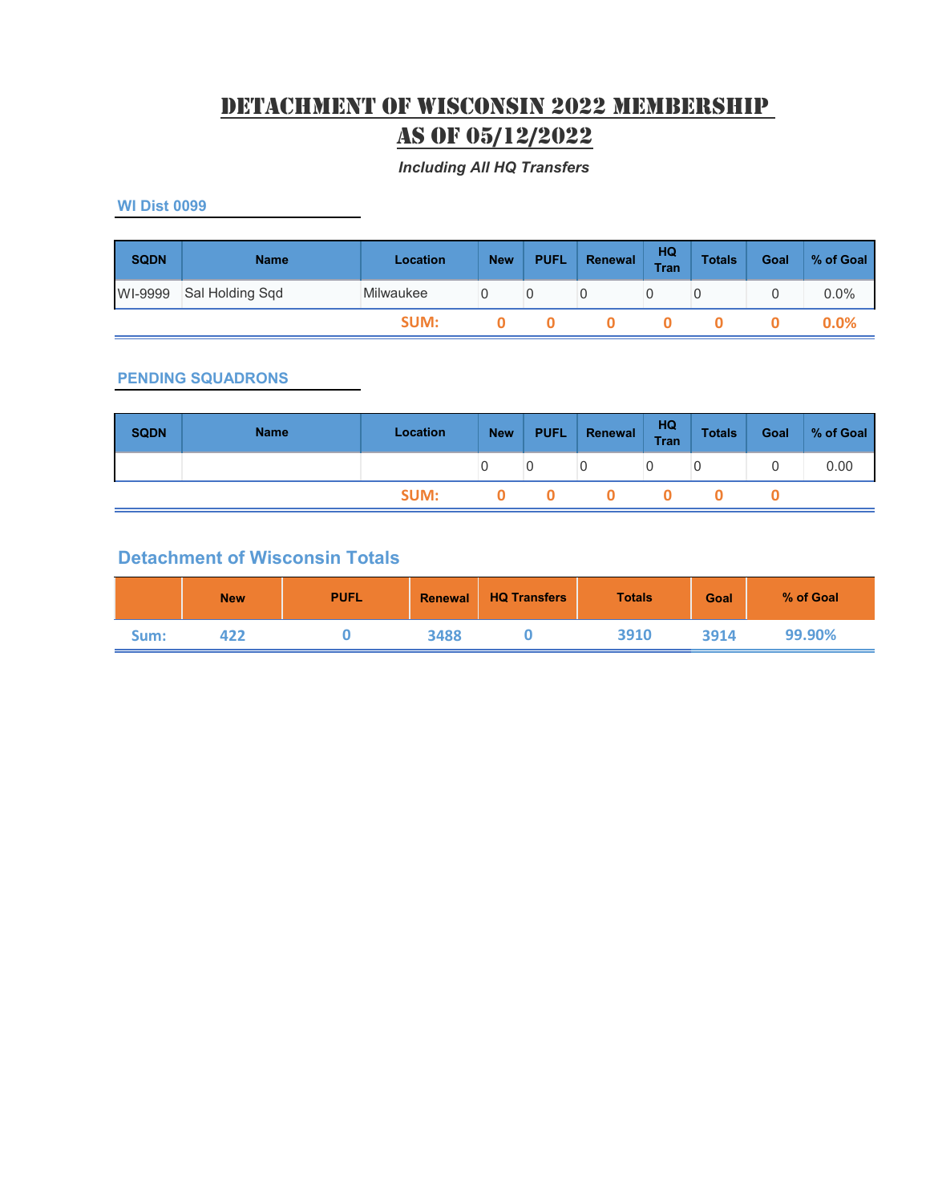# Detachment of Wisconsin 2022 Membership As of 05/12/2022

*Including All HQ Transfers*

### WI Dist 0099

| SQDN | Name | Location | New | PUFL | Renewal | HQ Tran | Totals | Goal | % of Goal |
|---|---|---|---|---|---|---|---|---|---|
| WI-9999 | Sal Holding Sqd | Milwaukee | 0 | 0 | 0 | 0 | 0 | 0 | 0.0% |
| | | **SUM:** | **0** | **0** | **0** | **0** | **0** | **0** | **0.0%** |

### PENDING SQUADRONS

| SQDN | Name | Location | New | PUFL | Renewal | HQ Tran | Totals | Goal | % of Goal |
|---|---|---|---|---|---|---|---|---|---|
| | | | 0 | 0 | 0 | 0 | 0 | 0 | 0.00 |
| | | **SUM:** | **0** | **0** | **0** | **0** | **0** | **0** | |

## Detachment of Wisconsin Totals

| | New | PUFL | Renewal | HQ Transfers | Totals | Goal | % of Goal |
|---|---|---|---|---|---|---|---|
| **Sum:** | **422** | **0** | **3488** | **0** | **3910** | **3914** | **99.90%** |